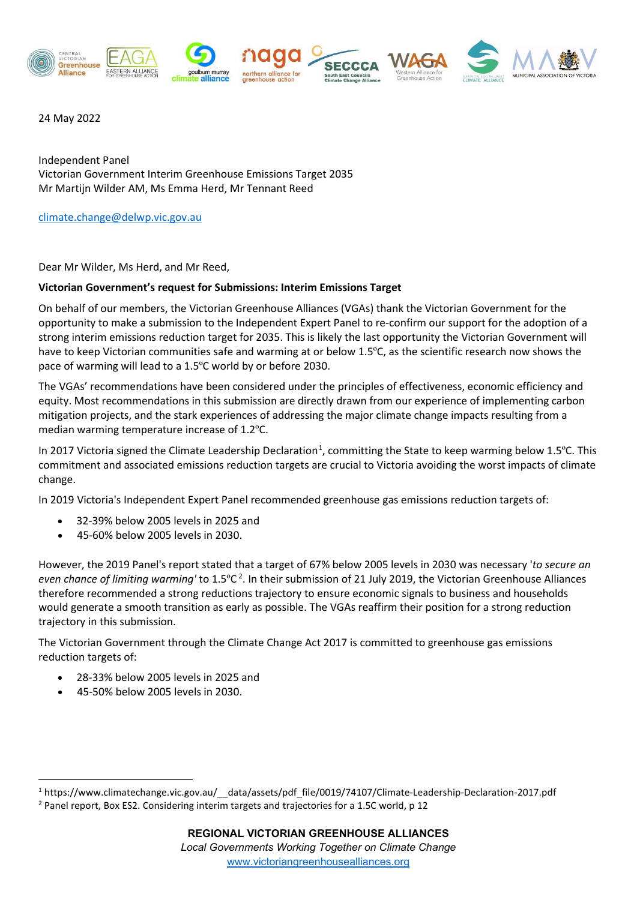24 May 2022

Independent Panel
Victorian Government Interim Greenhouse Emissions Target 2035
Mr Martijn Wilder AM, Ms Emma Herd, Mr Tennant Reed

climate.change@delwp.vic.gov.au

Dear Mr Wilder, Ms Herd, and Mr Reed,

**Victorian Government's request for Submissions: Interim Emissions Target**

On behalf of our members, the Victorian Greenhouse Alliances (VGAs) thank the Victorian Government for the opportunity to make a submission to the Independent Expert Panel to re-confirm our support for the adoption of a strong interim emissions reduction target for 2035. This is likely the last opportunity the Victorian Government will have to keep Victorian communities safe and warming at or below 1.5ºC, as the scientific research now shows the pace of warming will lead to a 1.5ºC world by or before 2030.

The VGAs' recommendations have been considered under the principles of effectiveness, economic efficiency and equity. Most recommendations in this submission are directly drawn from our experience of implementing carbon mitigation projects, and the stark experiences of addressing the major climate change impacts resulting from a median warming temperature increase of 1.2ºC.

In 2017 Victoria signed the Climate Leadership Declaration[1], committing the State to keep warming below 1.5ºC. This commitment and associated emissions reduction targets are crucial to Victoria avoiding the worst impacts of climate change.

In 2019 Victoria's Independent Expert Panel recommended greenhouse gas emissions reduction targets of:

- 32-39% below 2005 levels in 2025 and
- 45-60% below 2005 levels in 2030.

However, the 2019 Panel's report stated that a target of 67% below 2005 levels in 2030 was necessary '*to secure an even chance of limiting warming*' to 1.5ºC[2]. In their submission of 21 July 2019, the Victorian Greenhouse Alliances therefore recommended a strong reductions trajectory to ensure economic signals to business and households would generate a smooth transition as early as possible. The VGAs reaffirm their position for a strong reduction trajectory in this submission.

The Victorian Government through the Climate Change Act 2017 is committed to greenhouse gas emissions reduction targets of:

- 28-33% below 2005 levels in 2025 and
- 45-50% below 2005 levels in 2030.

[1] https://www.climatechange.vic.gov.au/__data/assets/pdf_file/0019/74107/Climate-Leadership-Declaration-2017.pdf
[2] Panel report, Box ES2. Considering interim targets and trajectories for a 1.5C world, p 12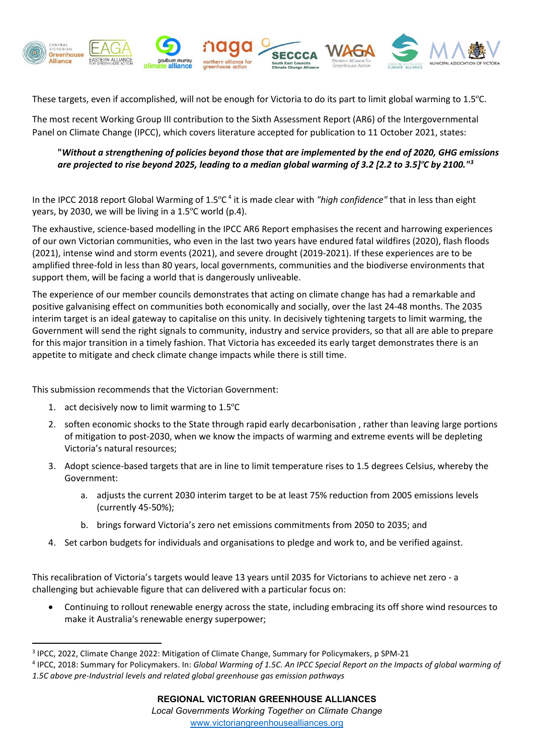These targets, even if accomplished, will not be enough for Victoria to do its part to limit global warming to 1.5ºC.

The most recent Working Group III contribution to the Sixth Assessment Report (AR6) of the Intergovernmental Panel on Climate Change (IPCC), which covers literature accepted for publication to 11 October 2021, states:

> **"*Without a strengthening of policies beyond those that are implemented by the end of 2020, GHG emissions are projected to rise beyond 2025, leading to a median global warming of 3.2 [2.2 to 3.5]ºC by 2100."*[3]**

In the IPCC 2018 report Global Warming of 1.5ºC[4] it is made clear with *"high confidence"* that in less than eight years, by 2030, we will be living in a 1.5ºC world (p.4).

The exhaustive, science-based modelling in the IPCC AR6 Report emphasises the recent and harrowing experiences of our own Victorian communities, who even in the last two years have endured fatal wildfires (2020), flash floods (2021), intense wind and storm events (2021), and severe drought (2019-2021). If these experiences are to be amplified three-fold in less than 80 years, local governments, communities and the biodiverse environments that support them, will be facing a world that is dangerously unliveable.

The experience of our member councils demonstrates that acting on climate change has had a remarkable and positive galvanising effect on communities both economically and socially, over the last 24-48 months. The 2035 interim target is an ideal gateway to capitalise on this unity. In decisively tightening targets to limit warming, the Government will send the right signals to community, industry and service providers, so that all are able to prepare for this major transition in a timely fashion. That Victoria has exceeded its early target demonstrates there is an appetite to mitigate and check climate change impacts while there is still time.

This submission recommends that the Victorian Government:

1. act decisively now to limit warming to 1.5ºC
2. soften economic shocks to the State through rapid early decarbonisation , rather than leaving large portions of mitigation to post-2030, when we know the impacts of warming and extreme events will be depleting Victoria's natural resources;
3. Adopt science-based targets that are in line to limit temperature rises to 1.5 degrees Celsius, whereby the Government:
   a. adjusts the current 2030 interim target to be at least 75% reduction from 2005 emissions levels (currently 45-50%);
   b. brings forward Victoria's zero net emissions commitments from 2050 to 2035; and
4. Set carbon budgets for individuals and organisations to pledge and work to, and be verified against.

This recalibration of Victoria's targets would leave 13 years until 2035 for Victorians to achieve net zero - a challenging but achievable figure that can delivered with a particular focus on:

- Continuing to rollout renewable energy across the state, including embracing its off shore wind resources to make it Australia's renewable energy superpower;

---

[3] IPCC, 2022, Climate Change 2022: Mitigation of Climate Change, Summary for Policymakers, p SPM-21

[4] IPCC, 2018: Summary for Policymakers. In: *Global Warming of 1.5C. An IPCC Special Report on the Impacts of global warming of 1.5C above pre-Industrial levels and related global greenhouse gas emission pathways*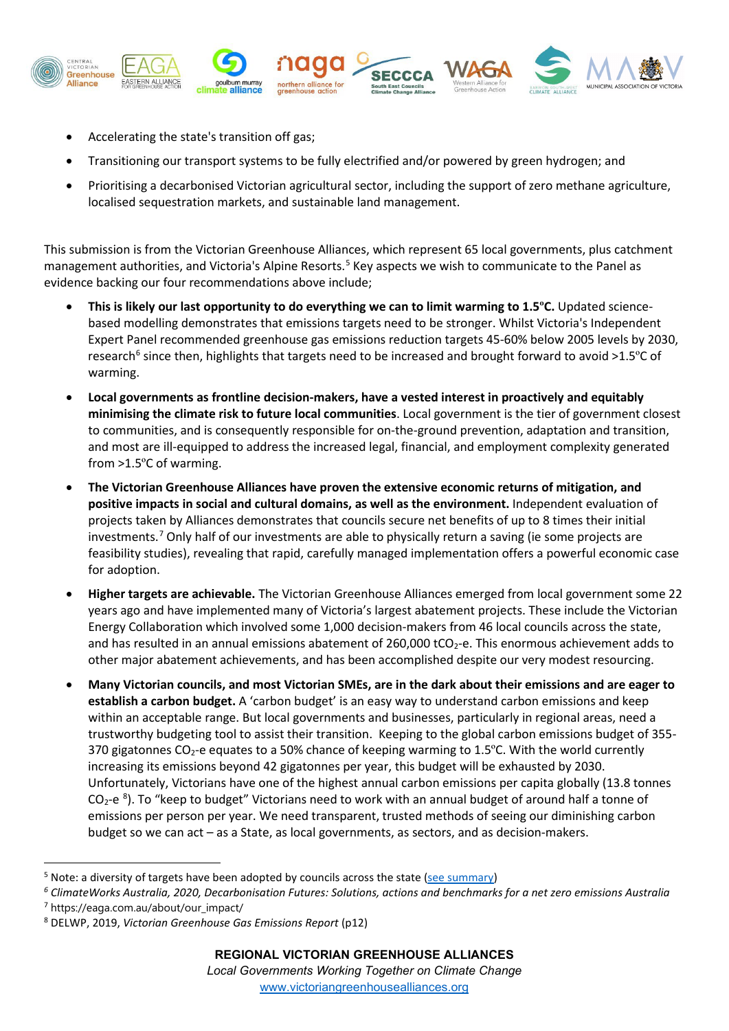- Accelerating the state's transition off gas;
- Transitioning our transport systems to be fully electrified and/or powered by green hydrogen; and
- Prioritising a decarbonised Victorian agricultural sector, including the support of zero methane agriculture, localised sequestration markets, and sustainable land management.

This submission is from the Victorian Greenhouse Alliances, which represent 65 local governments, plus catchment management authorities, and Victoria's Alpine Resorts.[5] Key aspects we wish to communicate to the Panel as evidence backing our four recommendations above include;

- **This is likely our last opportunity to do everything we can to limit warming to 1.5°C.** Updated science-based modelling demonstrates that emissions targets need to be stronger. Whilst Victoria's Independent Expert Panel recommended greenhouse gas emissions reduction targets 45-60% below 2005 levels by 2030, research[6] since then, highlights that targets need to be increased and brought forward to avoid >1.5°C of warming.
- **Local governments as frontline decision-makers, have a vested interest in proactively and equitably minimising the climate risk to future local communities**. Local government is the tier of government closest to communities, and is consequently responsible for on-the-ground prevention, adaptation and transition, and most are ill-equipped to address the increased legal, financial, and employment complexity generated from >1.5°C of warming.
- **The Victorian Greenhouse Alliances have proven the extensive economic returns of mitigation, and positive impacts in social and cultural domains, as well as the environment.** Independent evaluation of projects taken by Alliances demonstrates that councils secure net benefits of up to 8 times their initial investments.[7] Only half of our investments are able to physically return a saving (ie some projects are feasibility studies), revealing that rapid, carefully managed implementation offers a powerful economic case for adoption.
- **Higher targets are achievable.** The Victorian Greenhouse Alliances emerged from local government some 22 years ago and have implemented many of Victoria's largest abatement projects. These include the Victorian Energy Collaboration which involved some 1,000 decision-makers from 46 local councils across the state, and has resulted in an annual emissions abatement of 260,000 t$CO_2$-e. This enormous achievement adds to other major abatement achievements, and has been accomplished despite our very modest resourcing.
- **Many Victorian councils, and most Victorian SMEs, are in the dark about their emissions and are eager to establish a carbon budget.** A 'carbon budget' is an easy way to understand carbon emissions and keep within an acceptable range. But local governments and businesses, particularly in regional areas, need a trustworthy budgeting tool to assist their transition. Keeping to the global carbon emissions budget of 355-370 gigatonnes $CO_2$-e equates to a 50% chance of keeping warming to 1.5°C. With the world currently increasing its emissions beyond 42 gigatonnes per year, this budget will be exhausted by 2030. Unfortunately, Victorians have one of the highest annual carbon emissions per capita globally (13.8 tonnes $CO_2$-e [8]). To "keep to budget" Victorians need to work with an annual budget of around half a tonne of emissions per person per year. We need transparent, trusted methods of seeing our diminishing carbon budget so we can act – as a State, as local governments, as sectors, and as decision-makers.

---

[5] Note: a diversity of targets have been adopted by councils across the state (see summary)

[6] *ClimateWorks Australia, 2020, Decarbonisation Futures: Solutions, actions and benchmarks for a net zero emissions Australia*

[7] https://eaga.com.au/about/our_impact/

[8] DELWP, 2019, *Victorian Greenhouse Gas Emissions Report* (p12)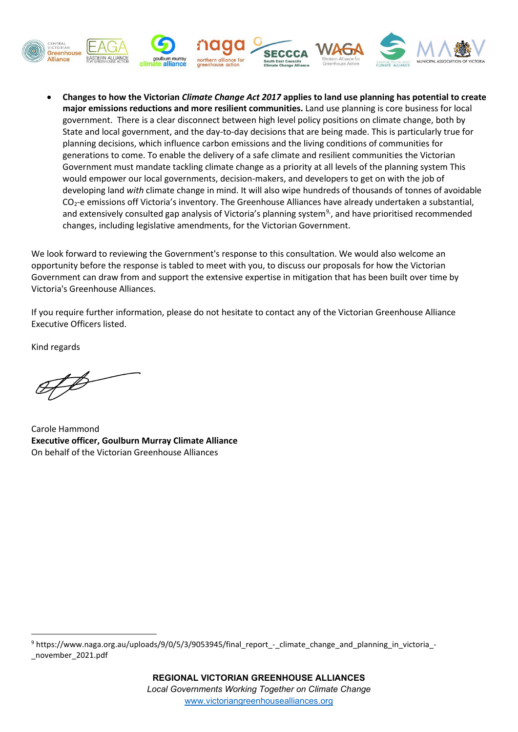- **Changes to how the Victorian *Climate Change Act 2017* applies to land use planning has potential to create major emissions reductions and more resilient communities.** Land use planning is core business for local government. There is a clear disconnect between high level policy positions on climate change, both by State and local government, and the day-to-day decisions that are being made. This is particularly true for planning decisions, which influence carbon emissions and the living conditions of communities for generations to come. To enable the delivery of a safe climate and resilient communities the Victorian Government must mandate tackling climate change as a priority at all levels of the planning system This would empower our local governments, decision-makers, and developers to get on with the job of developing land *with* climate change in mind. It will also wipe hundreds of thousands of tonnes of avoidable $CO_2$-e emissions off Victoria's inventory. The Greenhouse Alliances have already undertaken a substantial, and extensively consulted gap analysis of Victoria's planning system[9], and have prioritised recommended changes, including legislative amendments, for the Victorian Government.

We look forward to reviewing the Government's response to this consultation. We would also welcome an opportunity before the response is tabled to meet with you, to discuss our proposals for how the Victorian Government can draw from and support the extensive expertise in mitigation that has been built over time by Victoria's Greenhouse Alliances.

If you require further information, please do not hesitate to contact any of the Victorian Greenhouse Alliance Executive Officers listed.

Kind regards

Carole Hammond
**Executive officer, Goulburn Murray Climate Alliance**
On behalf of the Victorian Greenhouse Alliances

[9] https://www.naga.org.au/uploads/9/0/5/3/9053945/final_report_-_climate_change_and_planning_in_victoria_-_november_2021.pdf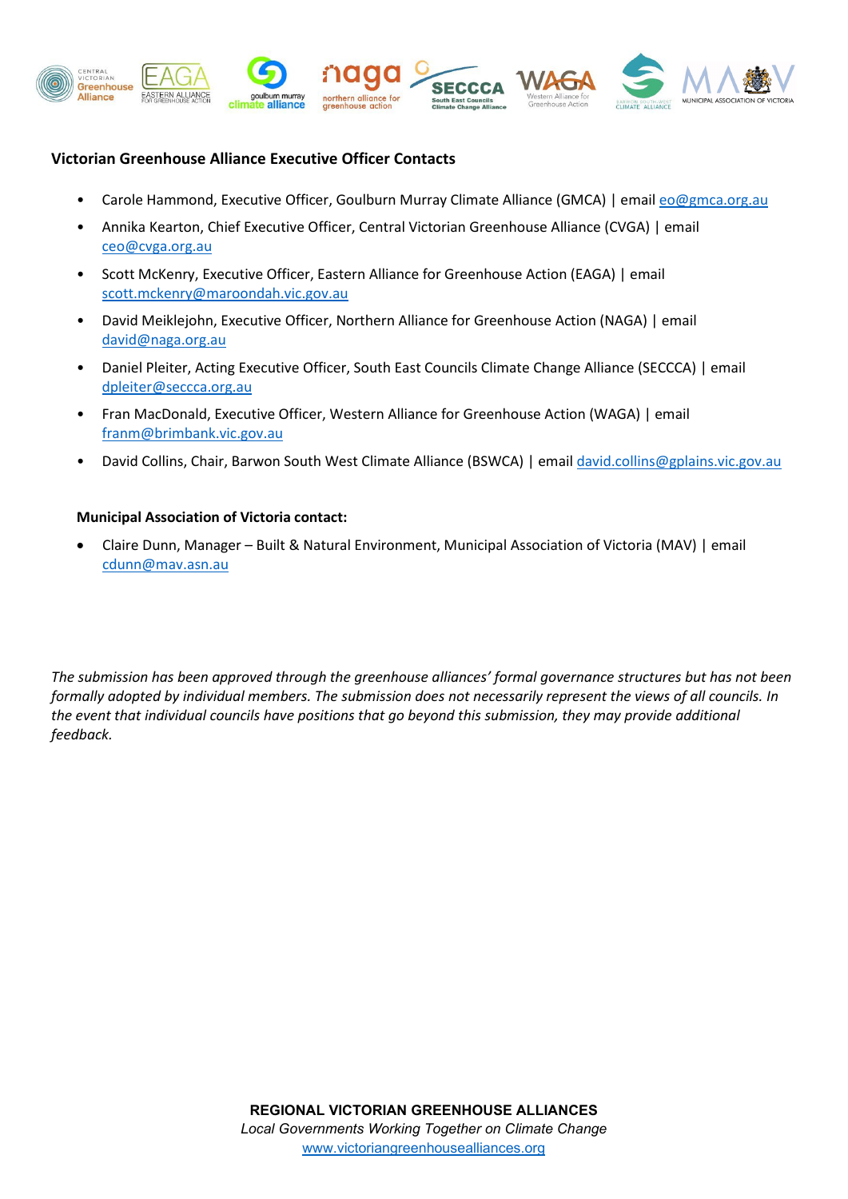**Victorian Greenhouse Alliance Executive Officer Contacts**

- Carole Hammond, Executive Officer, Goulburn Murray Climate Alliance (GMCA) | email eo@gmca.org.au
- Annika Kearton, Chief Executive Officer, Central Victorian Greenhouse Alliance (CVGA) | email ceo@cvga.org.au
- Scott McKenry, Executive Officer, Eastern Alliance for Greenhouse Action (EAGA) | email scott.mckenry@maroondah.vic.gov.au
- David Meiklejohn, Executive Officer, Northern Alliance for Greenhouse Action (NAGA) | email david@naga.org.au
- Daniel Pleiter, Acting Executive Officer, South East Councils Climate Change Alliance (SECCCA) | email dpleiter@seccca.org.au
- Fran MacDonald, Executive Officer, Western Alliance for Greenhouse Action (WAGA) | email franm@brimbank.vic.gov.au
- David Collins, Chair, Barwon South West Climate Alliance (BSWCA) | email david.collins@gplains.vic.gov.au

**Municipal Association of Victoria contact:**

- Claire Dunn, Manager – Built & Natural Environment, Municipal Association of Victoria (MAV) | email cdunn@mav.asn.au

*The submission has been approved through the greenhouse alliances' formal governance structures but has not been formally adopted by individual members. The submission does not necessarily represent the views of all councils. In the event that individual councils have positions that go beyond this submission, they may provide additional feedback.*

**REGIONAL VICTORIAN GREENHOUSE ALLIANCES**

*Local Governments Working Together on Climate Change*

www.victoriangreenhousealliances.org